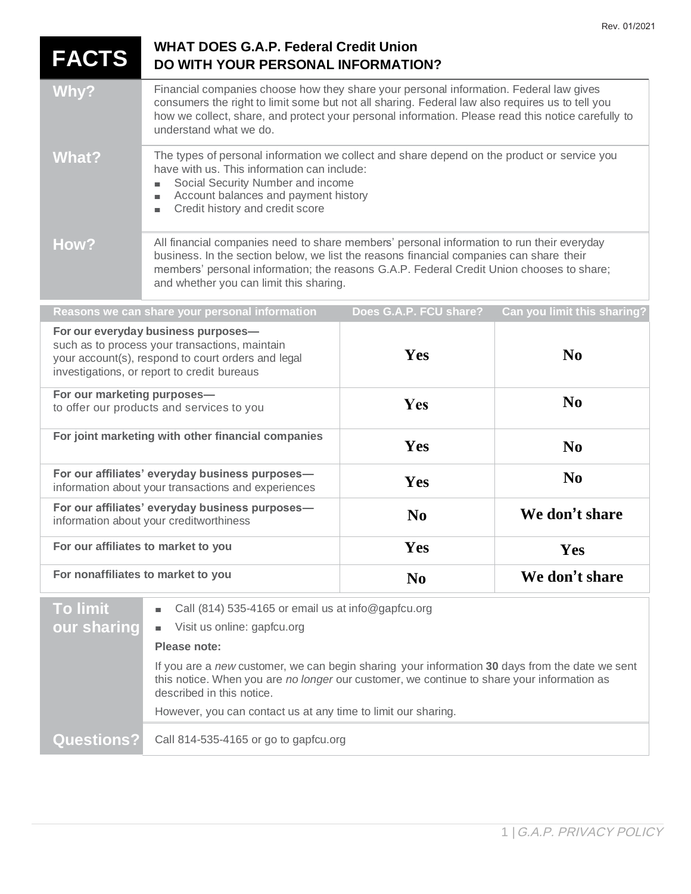Rev. 01/2021

# FACTS — WHAT DOES G.A.P. Federal Credit Union DO WITH YOUR PERSONAL INFORMATION?

| | |
|---|---|
| **Why?** | Financial companies choose how they share your personal information. Federal law gives consumers the right to limit some but not all sharing. Federal law also requires us to tell you how we collect, share, and protect your personal information. Please read this notice carefully to understand what we do. |
| **What?** | The types of personal information we collect and share depend on the product or service you have with us. This information can include:<br>▪ Social Security Number and income<br>▪ Account balances and payment history<br>▪ Credit history and credit score |
| **How?** | All financial companies need to share members' personal information to run their everyday business. In the section below, we list the reasons financial companies can share their members' personal information; the reasons G.A.P. Federal Credit Union chooses to share; and whether you can limit this sharing. |

| Reasons we can share your personal information | Does G.A.P. FCU share? | Can you limit this sharing? |
|---|---|---|
| **For our everyday business purposes—** such as to process your transactions, maintain your account(s), respond to court orders and legal investigations, or report to credit bureaus | **Yes** | **No** |
| **For our marketing purposes—** to offer our products and services to you | **Yes** | **No** |
| **For joint marketing with other financial companies** | **Yes** | **No** |
| **For our affiliates' everyday business purposes—** information about your transactions and experiences | **Yes** | **No** |
| **For our affiliates' everyday business purposes—** information about your creditworthiness | **No** | **We don't share** |
| **For our affiliates to market to you** | **Yes** | **Yes** |
| **For nonaffiliates to market to you** | **No** | **We don't share** |

| | |
|---|---|
| **To limit our sharing** | ▪ Call (814) 535-4165 or email us at info@gapfcu.org<br>▪ Visit us online: gapfcu.org<br>**Please note:**<br>If you are a *new* customer, we can begin sharing your information **30** days from the date we sent this notice. When you are *no longer* our customer, we continue to share your information as described in this notice.<br>However, you can contact us at any time to limit our sharing. |
| **Questions?** | Call 814-535-4165 or go to gapfcu.org |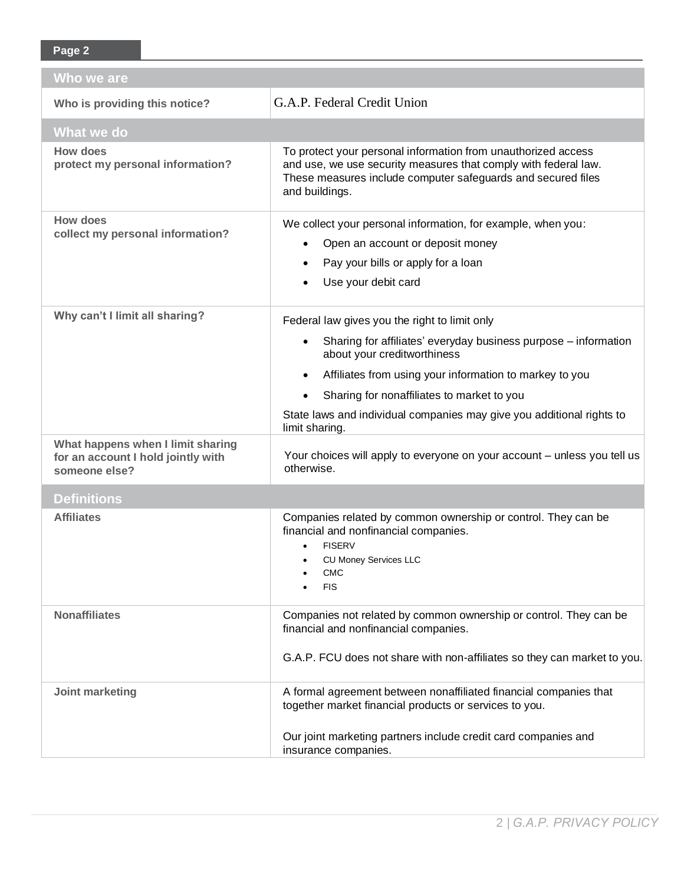| Who we are | |
|---|---|
| **Who is providing this notice?** | G.A.P. Federal Credit Union |

| What we do | |
|---|---|
| **How does protect my personal information?** | To protect your personal information from unauthorized access and use, we use security measures that comply with federal law. These measures include computer safeguards and secured files and buildings. |
| **How does collect my personal information?** | We collect your personal information, for example, when you:<br>• Open an account or deposit money<br>• Pay your bills or apply a loan<br>• Use your debit card |
| **Why can't I limit all sharing?** | Federal law gives you the right to limit only<br>• Sharing for affiliates' everyday business purpose – information about your creditworthiness<br>• Affiliates from using your information to markey to you<br>• Sharing for nonaffiliates to market to you<br>State laws and individual companies may give you additional rights to limit sharing. |
| **What happens when I limit sharing for an account I hold jointly with someone else?** | Your choices will apply to everyone on your account – unless you tell us otherwise. |

| Definitions | |
|---|---|
| **Affiliates** | Companies related by common ownership or control. They can be financial and nonfinancial companies.<br>• FISERV<br>• CU Money Services LLC<br>• CMC<br>• FIS |
| **Nonaffiliates** | Companies not related by common ownership or control. They can be financial and nonfinancial companies.<br><br>G.A.P. FCU does not share with non-affiliates so they can market to you. |
| **Joint marketing** | A formal agreement between nonaffiliated financial companies that together market financial products or services to you.<br><br>Our joint marketing partners include credit card companies and insurance companies. |